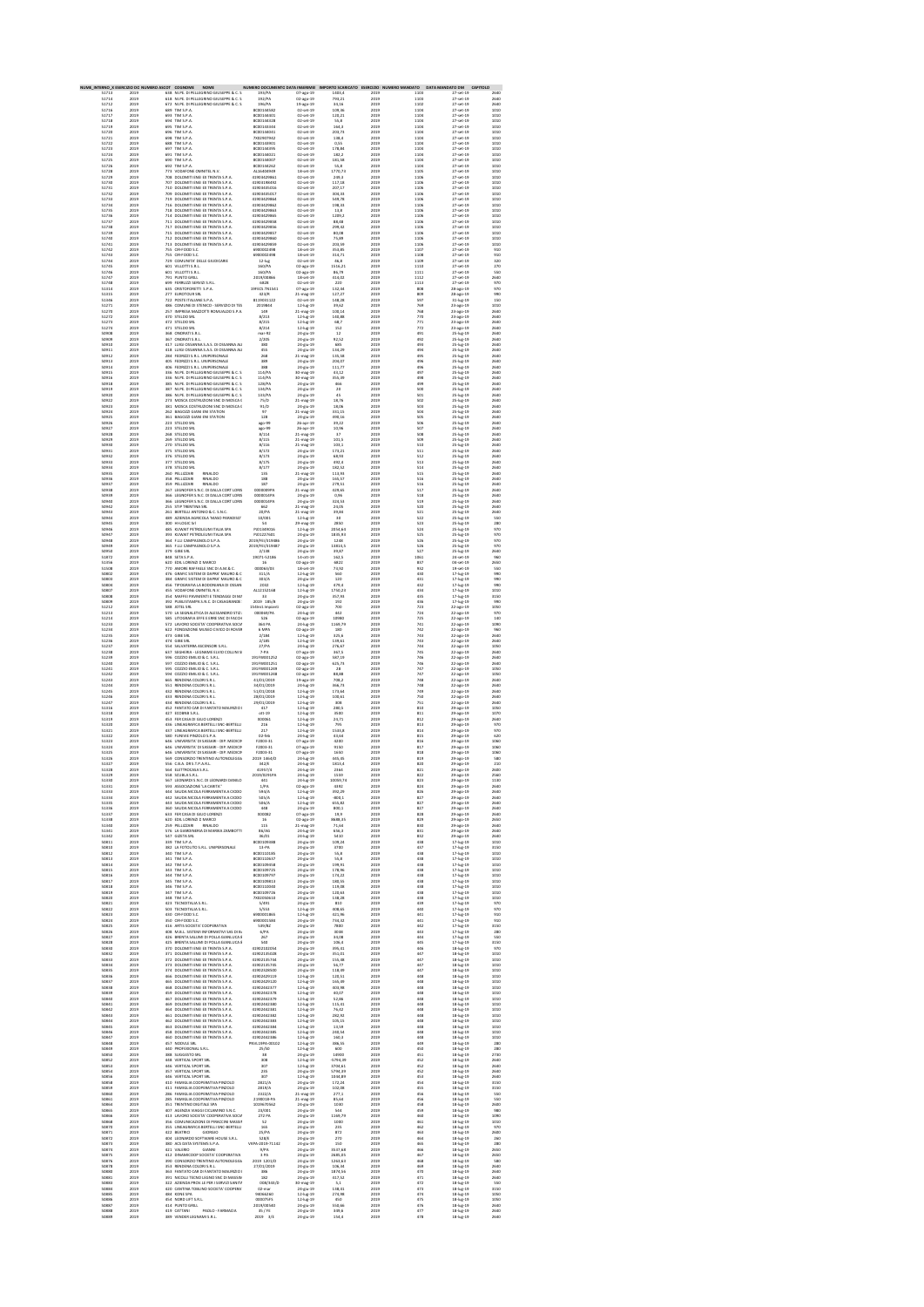| NUME_INTERNO_X | ESERCIZIO | DE NUMERO ASCOT | COGNOME | NOME | NUMERO DOCUMENTO | DATA EMISSIONE | IMPORTO SCARICATO | ESERCIZIO | NUMERO MANDATO | DATA MANDATO EM | CAPITOLO |
|---|---|---|---|---|---|---|---|---|---|---|---|
| 51713 | 2019 | 638 | NI.PE. DI PELLEGRINO GIUSEPPE & C. S | | 191/PA | 07-ago-19 | 1433,4 | 2019 | 1103 | 27-set-19 | 2640 |
| 51714 | 2019 | 618 | NI.PE. DI PELLEGRINO GIUSEPPE & C. S | | 192/PA | 02-ago-19 | 793,21 | 2019 | 1103 | 27-set-19 | 2640 |
| 51712 | 2019 | 672 | NI.PE. DI PELLEGRINO GIUSEPPE & C. S | | 196/PA | 19-ago-19 | 33,16 | 2019 | 1102 | 27-set-19 | 2640 |
| 51716 | 2019 | 689 | TIM S.P.A. | | 8C00166582 | 02-set-19 | 109,86 | 2019 | 1104 | 27-set-19 | 1010 |
| 51717 | 2019 | 693 | TIM S.P.A. | | 8C00166401 | 02-set-19 | 124,21 | 2019 | 1104 | 27-set-19 | 1010 |
| 51718 | 2019 | 694 | TIM S.P.A. | | 8C00166328 | 02-set-19 | 55,8 | 2019 | 1104 | 27-set-19 | 1010 |
| 51719 | 2019 | 695 | TIM S.P.A. | | 8C00166344 | 02-set-19 | 164,3 | 2019 | 1104 | 27-set-19 | 1010 |
| 51720 | 2019 | 696 | TIM S.P.A. | | 8C00166041 | 02-set-19 | 203,73 | 2019 | 1104 | 27-set-19 | 1010 |
| 51721 | 2019 | 698 | TIM S.P.A. | | 7X02907942 | 02-set-19 | 138,3 | 2019 | 1104 | 27-set-19 | 1010 |
| 51722 | 2019 | 688 | TIM S.P.A. | | 8C00165901 | 02-set-19 | 0,55 | 2019 | 1104 | 27-set-19 | 1010 |
| 51723 | 2019 | 697 | TIM S.P.A. | | 8C00166395 | 02-set-19 | 178,84 | 2019 | 1104 | 27-set-19 | 1010 |
| 51724 | 2019 | 691 | TIM S.P.A. | | 8C00166021 | 02-set-19 | 182,2 | 2019 | 1104 | 27-set-19 | 1010 |
| 51725 | 2019 | 690 | TIM S.P.A. | | 8C00166007 | 02-set-19 | 181,58 | 2019 | 1104 | 27-set-19 | 1010 |
| 51726 | 2019 | 692 | TIM S.P.A. | | 8C00166262 | 02-set-19 | 55,8 | 2019 | 1104 | 27-set-19 | 1010 |
| 51728 | 2019 | 773 | VODAFONE OMNITEL N.V. | | AL16604094 | 18-set-19 | 1770,73 | 2019 | 1105 | 27-set-19 | 1010 |
| 51729 | 2019 | 708 | DOLOMITI ENERGIA TRENTINO S.P.A. | | 419024029861 | 02-set-19 | 239,3 | 2019 | 1106 | 27-set-19 | 1010 |
| 51730 | 2019 | 707 | DOLOMITI ENERGIA TRENTINO S.P.A. | | 419024029864 | 02-set-19 | 117,18 | 2019 | 1106 | 27-set-19 | 1010 |
| 51731 | 2019 | 710 | DOLOMITI ENERGIA TRENTINO S.P.A. | | 419024035016 | 02-set-19 | 207,17 | 2019 | 1106 | 27-set-19 | 1010 |
| 51732 | 2019 | 709 | DOLOMITI ENERGIA TRENTINO S.P.A. | | 419024035017 | 02-set-19 | 304,34 | 2019 | 1106 | 27-set-19 | 1010 |
| 51733 | 2019 | 719 | DOLOMITI ENERGIA TRENTINO S.P.A. | | 419024029864 | 02-set-19 | 549,78 | 2019 | 1106 | 27-set-19 | 1010 |
| 51734 | 2019 | 716 | DOLOMITI ENERGIA TRENTINO S.P.A. | | 419024029862 | 02-set-19 | 198,33 | 2019 | 1106 | 27-set-19 | 1010 |
| 51735 | 2019 | 718 | DOLOMITI ENERGIA TRENTINO S.P.A. | | 419024029863 | 02-set-19 | 11,8 | 2019 | 1106 | 27-set-19 | 1010 |
| 51736 | 2019 | 714 | DOLOMITI ENERGIA TRENTINO S.P.A. | | 419024029865 | 02-set-19 | 1209,2 | 2019 | 1106 | 27-set-19 | 1010 |
| 51737 | 2019 | 711 | DOLOMITI ENERGIA TRENTINO S.P.A. | | 419024029858 | 02-set-19 | 88,68 | 2019 | 1106 | 27-set-19 | 1010 |
| 51738 | 2019 | 717 | DOLOMITI ENERGIA TRENTINO S.P.A. | | 419024029856 | 02-set-19 | 299,42 | 2019 | 1106 | 27-set-19 | 1010 |
| 51739 | 2019 | 713 | DOLOMITI ENERGIA TRENTINO S.P.A. | | 419024029857 | 02-set-19 | 80,08 | 2019 | 1106 | 27-set-19 | 1010 |
| 51740 | 2019 | 712 | DOLOMITI ENERGIA TRENTINO S.P.A. | | 419024029860 | 02-set-19 | 75,89 | 2019 | 1106 | 27-set-19 | 1010 |
| 51741 | 2019 | 715 | DOLOMITI ENERGIA TRENTINO S.P.A. | | 419024029859 | 02-set-19 | 203,59 | 2019 | 1106 | 27-set-19 | 1010 |
| 51742 | 2019 | 756 | OFFIDOO S.C. | | 6900002898 | 18-set-19 | 454,86 | 2019 | 1107 | 27-set-19 | 910 |
| 51743 | 2019 | 755 | OFFIDOO S.C. | | 6900002890 | 18-set-19 | 314,71 | 2019 | 1107 | 27-set-19 | 910 |
| 51744 | 2019 | 729 | COMUNITA' DELLE GIUDICARIE | | 12-lug | 02-set-19 | 46,8 | 2019 | 1109 | 27-set-19 | 320 |
| 51745 | 2019 | 601 | VILLOTTI S.R.L. | | 160/PA | 02-ago-19 | 1516,21 | 2019 | 1110 | 27-set-19 | 270 |
| 51746 | 2019 | 601 | VILLOTTI S.R.L. | | 160/PA | 02-ago-19 | 86,79 | 2019 | 1111 | 27-set-19 | 550 |
| 51747 | 2019 | 791 | PUNTO GIALL | | 2019/V0866 | 18-set-19 | 914,02 | 2019 | 1112 | 27-set-19 | 2640 |
| 51748 | 2019 | 699 | FEHRUZZI SERVIZI S.R.L. | | 6628 | 02-set-19 | 220 | 2019 | 1113 | 27-set-19 | 970 |
| 51014 | 2019 | 635 | CRISTOFORETTI S.P.A. | | 19FCCL761501 | 07-ago-19 | 132,34 | 2019 | 808 | 28-ago-19 | 970 |
| 51015 | 2019 | 277 | EUROTOUR SRL | | 323/E | 21-mag-19 | 127,27 | 2019 | 809 | 28-ago-19 | 990 |
| 51016 | 2019 | 722 | POSTE ITALIANE S.P.A. | | 8119031122 | 02-set-19 | 148,28 | 2019 | 597 | 31-lug-19 | 150 |
| 51271 | 2019 | 486 | COMUNE DI STENICO - SERVIZIO DI TES | | 2019864 | 12-lug-19 | 39,62 | 2019 | 769 | 23-ago-19 | 1010 |
| 51270 | 2019 | 257 | IMPRESA MAZZOTTI ROMUALDO S.P.A. | | 149 | 21-mag-19 | 160,14 | 2019 | 768 | 23-ago-19 | 2640 |
| 51272 | 2019 | 470 | STELDO SRL | | 8/213 | 12-lug-19 | 148,88 | 2019 | 770 | 23-ago-19 | 2640 |
| 51273 | 2019 | 472 | STELDO SRL | | 8/214 | 12-lug-19 | 68,7 | 2019 | 771 | 23-ago-19 | 2640 |
| 51274 | 2019 | 471 | STELDO SRL | | 8/214 | 12-lug-19 | 152 | 2019 | 772 | 23-ago-19 | 2640 |
| 50908 | 2019 | 368 | ONORATI S.R.L. | | mar-92 | 24-giu-19 | 12 | 2019 | 491 | 25-lug-19 | 2640 |
| 50909 | 2019 | 367 | ONORATI S.R.L. | | 2/205 | 24-giu-19 | 92,52 | 2019 | 492 | 25-lug-19 | 2640 |
| 50910 | 2019 | 417 | LUIGI OSSANNA S.A.S. DI OSSANNA AU | | 360 | 24-giu-19 | 605 | 2019 | 493 | 25-lug-19 | 2640 |
| 50911 | 2019 | 418 | LUIGI OSSANNA S.A.S. DI OSSANNA AU | | 355 | 24-giu-19 | 134,29 | 2019 | 494 | 25-lug-19 | 2640 |
| 50912 | 2019 | 284 | FEDROZZI S.R.L. UNIPERSONALE | | 268 | 21-mag-19 | 155,58 | 2019 | 495 | 25-lug-19 | 2640 |
| 50913 | 2019 | 405 | FEDROZZI S.R.L. UNIPERSONALE | | 389 | 24-giu-19 | 204,07 | 2019 | 496 | 25-lug-19 | 2640 |
| 50914 | 2019 | 406 | FEDROZZI S.R.L. UNIPERSONALE | | 388 | 24-giu-19 | 111,77 | 2019 | 496 | 25-lug-19 | 2640 |
| 50915 | 2019 | 336 | NI.PE. DI PELLEGRINO GIUSEPPE & C. S | | 114/PA | 30-mag-19 | 61,12 | 2019 | 497 | 25-lug-19 | 2640 |
| 50916 | 2019 | 336 | NI.PE. DI PELLEGRINO GIUSEPPE & C. S | | 114/PA | 30-mag-19 | 355,38 | 2019 | 498 | 25-lug-19 | 2640 |
| 50918 | 2019 | 385 | NI.PE. DI PELLEGRINO GIUSEPPE & C. S | | 128/PA | 24-giu-19 | 466 | 2019 | 499 | 25-lug-19 | 2640 |
| 50919 | 2019 | 387 | NI.PE. DI PELLEGRINO GIUSEPPE & C. S | | 134/PA | 24-giu-19 | 24 | 2019 | 500 | 25-lug-19 | 2640 |
| 50920 | 2019 | 386 | NI.PE. DI PELLEGRINO GIUSEPPE & C. S | | 133/PA | 24-giu-19 | 45 | 2019 | 501 | 25-lug-19 | 2640 |
| 50922 | 2019 | 273 | MOSCA COSTRUZIONI SNC DI MOSCA E | | 75/D | 21-mag-19 | 18,76 | 2019 | 502 | 25-lug-19 | 2640 |
| 50923 | 2019 | 381 | MOSCA COSTRUZIONI SNC DI MOSCA E | | 91/D | 24-giu-19 | 18,06 | 2019 | 503 | 25-lug-19 | 2640 |
| 50924 | 2019 | 262 | BAGOZZI GIANI ENI STATION | | 97 | 21-mag-19 | 331,15 | 2019 | 504 | 25-lug-19 | 2640 |
| 50925 | 2019 | 361 | BAGOZZI GIANI ENI STATION | | 128 | 24-giu-19 | 390,16 | 2019 | 505 | 25-lug-19 | 2640 |
| 50926 | 2019 | 224 | STELDO SRL | | ago-99 | 26-apr-19 | 39,22 | 2019 | 506 | 25-lug-19 | 2640 |
| 50927 | 2019 | 223 | STELDO SRL | | ago-99 | 26-apr-19 | 10,96 | 2019 | 507 | 25-lug-19 | 2640 |
| 50928 | 2019 | 268 | STELDO SRL | | 8/114 | 21-mag-19 | 37 | 2019 | 508 | 25-lug-19 | 2640 |
| 50929 | 2019 | 269 | STELDO SRL | | 8/115 | 21-mag-19 | 141,5 | 2019 | 509 | 25-lug-19 | 2640 |
| 50930 | 2019 | 270 | STELDO SRL | | 8/116 | 21-mag-19 | 103,1 | 2019 | 510 | 25-lug-19 | 2640 |
| 50931 | 2019 | 375 | STELDO SRL | | 8/172 | 24-giu-19 | 173,21 | 2019 | 511 | 25-lug-19 | 2640 |
| 50932 | 2019 | 376 | STELDO SRL | | 8/173 | 24-giu-19 | 68,93 | 2019 | 512 | 25-lug-19 | 2640 |
| 50933 | 2019 | 377 | STELDO SRL | | 8/175 | 24-giu-19 | 392,4 | 2019 | 513 | 25-lug-19 | 2640 |
| 50934 | 2019 | 378 | STELDO SRL | | 8/177 | 24-giu-19 | 182,52 | 2019 | 514 | 25-lug-19 | 2640 |
| 50935 | 2019 | 260 | PELLIZZARI | RINALDO | 135 | 21-mag-19 | 114,93 | 2019 | 515 | 25-lug-19 | 2640 |
| 50936 | 2019 | 358 | PELLIZZARI | RINALDO | 188 | 24-giu-19 | 166,37 | 2019 | 516 | 25-lug-19 | 2640 |
| 50937 | 2019 | 359 | PELLIZZARI | RINALDO | 187 | 24-giu-19 | 279,51 | 2019 | 516 | 25-lug-19 | 2640 |
| 50938 | 2019 | 267 | LEGNOFER S.N.C. DI DALLA CORT LORIS | | 0000009PA | 21-mag-19 | 329,65 | 2019 | 517 | 25-lug-19 | 2640 |
| 50939 | 2019 | 366 | LEGNOFER S.N.C. DI DALLA CORT LORIS | | 0000016PA | 24-giu-19 | 0,96 | 2019 | 518 | 25-lug-19 | 2640 |
| 50940 | 2019 | 366 | LEGNOFER S.N.C. DI DALLA CORT LORIS | | 0000016PA | 24-giu-19 | 324,53 | 2019 | 519 | 25-lug-19 | 2640 |
| 50942 | 2019 | 255 | ST-P TRENTINA SRL | | 662 | 21-mag-19 | 24,05 | 2019 | 520 | 25-lug-19 | 2640 |
| 50943 | 2019 | 263 | BERTELLI ANTONIO & C. S.N.C. | | 20/PA | 21-mag-19 | 89,66 | 2019 | 521 | 25-lug-19 | 2640 |
| 50944 | 2019 | 489 | AZIENDA AGRICOLA "MASO PIANDEGO" | | 10/001 | 12-lug-19 | 30 | 2019 | 522 | 25-lug-19 | 550 |
| 50945 | 2019 | 300 | HI-LOGIC Srl | | 53 | 29-mag-19 | 2850 | 2019 | 523 | 25-lug-19 | 280 |
| 50946 | 2019 | 465 | KUWAIT PETROLEUM ITALIA SPA | | PJ01449016 | 12-lug-19 | 2054,64 | 2019 | 524 | 25-lug-19 | 970 |
| 50947 | 2019 | 393 | KUWAIT PETROLEUM ITALIA SPA | | PJ01227681 | 24-giu-19 | 1839,93 | 2019 | 525 | 25-lug-19 | 970 |
| 50948 | 2019 | 364 | F.LLI CAMPAGNOLO S.P.A. | | 2019/FG/019486 | 24-giu-19 | 1248 | 2019 | 526 | 25-lug-19 | 970 |
| 50949 | 2019 | 365 | F.LLI CAMPAGNOLO S.P.A. | | 2019/FG/019487 | 24-giu-19 | 13810,5 | 2019 | 526 | 25-lug-19 | 970 |
| 50950 | 2019 | 379 | GIBB SRL | | 2/148 | 24-giu-19 | 39,87 | 2019 | 527 | 25-lug-19 | 2640 |
| 51872 | 2019 | 808 | SETA S.P.A. | | 19071-5/2186 | 14-ott-19 | 162,5 | 2019 | 1061 | 24-ott-19 | 960 |
| 51356 | 2019 | 620 | EDIL LORENZI E MARCO | | 16 | 02-ago-19 | 6822 | 2019 | 857 | 06-set-19 | 2640 |
| 51358 | 2019 | 770 | AMORE RAFFAELE SNC DI A.M & C. | | 000066/25 | 18-set-19 | 73,92 | 2019 | 932 | 19-set-19 | 550 |
| 50803 | 2019 | 476 | GRAFIC SISTEMI DI DAPRA' MAURO & C. | | 311/A | 12-lug-19 | 560 | 2019 | 430 | 17-lug-19 | 990 |
| 50804 | 2019 | 486 | GRAFIC SISTEMI DI DAPRA' MAURO & C. | | 42/1A | 24-giu-19 | 120 | 2019 | 431 | 17-lug-19 | 990 |
| 50806 | 2019 | 416 | TIPOGRAFIA LA BODONIANA DI DESIAN | | 2102 | 12-lug-19 | 679,4 | 2019 | 432 | 17-lug-19 | 990 |
| 50807 | 2019 | 355 | VODAFONE OMNITEL N.V. | | AL12152168 | 12-lug-19 | 1750,23 | 2019 | 434 | 17-lug-19 | 1010 |
| 50808 | 2019 | 354 | MAFFEI PAVIMENTI E TENDAGGI DI MAF | | 33 | 24-giu-19 | 357,93 | 2019 | 435 | 17-lug-19 | 3150 |
| 50809 | 2019 | 392 | PUBLISTAMPA S.N.C. DI CASAGRANDE | | 2019 185/8 | 24-giu-19 | 193 | 2019 | 436 | 17-lug-19 | 990 |
| 51212 | 2019 | 588 | ASTEL SRL | | 154/ett Impianti | 02-ago-19 | 700 | 2019 | 723 | 22-ago-19 | 1050 |
| 51213 | 2019 | 670 | LA SEGNALETICA DI ALESSANDRO STIZ | | 000048/PA | 24-ago-19 | 842 | 2019 | 724 | 22-ago-19 | 970 |
| 51214 | 2019 | 585 | LITOGRAFIA EFFE E ERRE SNC DI FACCH | | 526 | 02-ago-19 | 10980 | 2019 | 725 | 22-ago-19 | 140 |
| 51233 | 2019 | 572 | LAVORO SOCIETA' COOPERATIVA SOCIA | | 364 PA | 24-ago-19 | 1149,79 | 2019 | 741 | 22-ago-19 | 1090 |
| 51234 | 2019 | 622 | FONDAZIONE MUSEO CIVICO DI ROVER | | 6 MPA | 02-ago-19 | 180 | 2019 | 742 | 22-ago-19 | 960 |
| 51235 | 2019 | 473 | GIBB SRL | | 2/184 | 12-lug-19 | 325,6 | 2019 | 743 | 22-ago-19 | 2640 |
| 51236 | 2019 | 474 | GIBB SRL | | 2/185 | 12-lug-19 | 138,61 | 2019 | 743 | 22-ago-19 | 2640 |
| 51237 | 2019 | 554 | SALVATERRA ASCENSORI S.R.L. | | 151/PA | 24-ago-19 | 276,67 | 2019 | 744 | 22-ago-19 | 1050 |
| 51238 | 2019 | 637 | SEGHERIA - LEGNAMI ELVIO COLLINI S | | 7-PA | 07-ago-19 | 367,5 | 2019 | 745 | 22-ago-19 | 2640 |
| 51239 | 2019 | 596 | COZZIO EMILIO & C. S.R.L. | | 191FNX001252 | 02-ago-19 | 587,19 | 2019 | 746 | 22-ago-19 | 2640 |
| 51240 | 2019 | 597 | COZZIO EMILIO & C. S.R.L. | | 191FNX001251 | 02-ago-19 | 625,73 | 2019 | 746 | 22-ago-19 | 2640 |
| 51241 | 2019 | 595 | COZZIO EMILIO & C. S.R.L. | | 191FNX001249 | 02-ago-19 | 28 | 2019 | 747 | 22-ago-19 | 1050 |
| 51242 | 2019 | 594 | COZZIO EMILIO & C. S.R.L. | | 191FNX001248 | 02-ago-19 | 88,88 | 2019 | 747 | 22-ago-19 | 1050 |
| 51243 | 2019 | 469 | BENDINA COLORI S.R.L. | | 41/01/2019 | 19-ago-19 | 708,2 | 2019 | 748 | 22-ago-19 | 2640 |
| 51245 | 2019 | 551 | BENDINA COLORI S.R.L. | | 34/01/2019 | 24-lug-19 | 366,73 | 2019 | 748 | 22-ago-19 | 2640 |
| 51246 | 2019 | 432 | BENDINA COLORI S.R.L. | | 51/01/2018 | 12-lug-19 | 173,64 | 2019 | 749 | 22-ago-19 | 2640 |
| 51246 | 2019 | 433 | BENDINA COLORI S.R.L. | | 29/01/2019 | 12-lug-19 | 100,61 | 2019 | 750 | 22-ago-19 | 2640 |
| 51247 | 2019 | 434 | BENDINA COLORI S.R.L. | | 29/01/2019 | 12-lug-19 | 308 | 2019 | 751 | 22-ago-19 | 2640 |
| 51318 | 2019 | 452 | FANTATO CAR DI FANTATO MAURIZIO I | | 417 | 12-lug-19 | 240,5 | 2019 | 810 | 29-ago-19 | 1050 |
| 51319 | 2019 | 427 | ECOBRIX S.R.L. | | ott-19 | 12-lug-19 | 3590 | 2019 | 811 | 29-ago-19 | 2070 |
| 51320 | 2019 | 353 | FERCASA DI GILIO LORENZI | | 000061 | 24-giu-19 | 24,71 | 2019 | 812 | 29-ago-19 | 2640 |
| 51320 | 2019 | 336 | LINEAGRAFICA BERTELLI SNC-BERTELLI | | 216 | 12-lug-19 | 795 | 2019 | 813 | 29-ago-19 | 970 |
| 51321 | 2019 | 437 | LINEAGRAFICA BERTELLI SNC-BERTELLI | | 217 | 12-lug-19 | 1516,8 | 2019 | 814 | 29-ago-19 | 970 |
| 51322 | 2019 | 580 | FUNIVIE PINZOLO S.P.A. | | 02-feb | 24-lug-19 | 43,64 | 2019 | 815 | 29-ago-19 | 620 |
| 51323 | 2019 | 646 | UNIVERSITA' DI SASSARI - DIP. MEDICIN | | F2003-31 | 07-ago-19 | 6200 | 2019 | 816 | 29-ago-19 | 1060 |
| 51324 | 2019 | 646 | UNIVERSITA' DI SASSARI - DIP. MEDICIN | | F2003-31 | 07-ago-19 | 9150 | 2019 | 817 | 29-ago-19 | 1060 |
| 51325 | 2019 | 646 | UNIVERSITA' DI SASSARI - DIP. MEDICIN | | F2003-31 | 07-ago-19 | 1650 | 2019 | 818 | 29-ago-19 | 1060 |
| 51326 | 2019 | 569 | CONSORZIO TRENTINO AUTONOLEGGIA | | 2019 166/LD | 24-lug-19 | 465,45 | 2019 | 819 | 29-ago-19 | 580 |
| 51327 | 2019 | 556 | C.B.A. ORS T.P. S.R.L. | | 443/E | 24-lug-19 | 1813,4 | 2019 | 820 | 29-ago-19 | 210 |
| 51328 | 2019 | 544 | ELETTROSCALI S.R.L. | | 419/V7/3 | 24-lug-19 | 2364 | 2019 | 821 | 29-ago-19 | 2640 |
| 51329 | 2019 | 558 | SEGEA S.R.L. | | 2019/S193PA | 24-lug-19 | 1530 | 2019 | 822 | 29-ago-19 | 2560 |
| 51330 | 2019 | 567 | LEONARDI S.N.C. DI LEONARDI DANILO | | 441 | 24-lug-19 | 20059,74 | 2019 | 823 | 29-ago-19 | 1130 |
| 51331 | 2019 | 593 | ASSOCIAZIONE "LA CARITA'" | | 1/PA | 02-ago-19 | 3392 | 2019 | 824 | 29-ago-19 | 2640 |
| 51333 | 2019 | 444 | SALIDA NICOLA FERRAMENTA A CICOO | | 59/UA | 12-lug-19 | 392,29 | 2019 | 826 | 29-ago-19 | 2640 |
| 51334 | 2019 | 442 | SALIDA NICOLA FERRAMENTA A CICOO | | 505/A | 12-lug-19 | 400,1 | 2019 | 827 | 29-ago-19 | 2640 |
| 51335 | 2019 | 443 | SALIDA NICOLA FERRAMENTA A CICOO | | 506/A | 12-lug-19 | 655,82 | 2019 | 827 | 29-ago-19 | 2640 |
| 51336 | 2019 | 360 | SALIDA NICOLA FERRAMENTA A CICOO | | 348 | 24-giu-19 | 800,1 | 2019 | 827 | 29-ago-19 | 2640 |
| 51337 | 2019 | 634 | FERCASA DI GILIO LORENZI | | 000082 | 07-ago-19 | 19,9 | 2019 | 828 | 29-ago-19 | 2640 |
| 51338 | 2019 | 620 | EDIL LORENZI E MARCO | | 16 | 02-ago-19 | 8848,35 | 2019 | 829 | 29-ago-19 | 2640 |
| 51340 | 2019 | 259 | PELLIZZARI | RINALDO | 115 | 21-mag-19 | 71,64 | 2019 | 830 | 29-ago-19 | 2640 |
| 51341 | 2019 | 576 | LA GIARDINERIA DI MARIKA ZAMBOTTI | | 88/AG | 24-lug-19 | 656,3 | 2019 | 831 | 29-ago-19 | 2640 |
| 51342 | 2019 | 547 | GIZETA SRL | | 36/01 | 24-lug-19 | 5410 | 2019 | 832 | 29-ago-19 | 2640 |
| 50811 | 2019 | 339 | TIM S.P.A. | | 8C00109388 | 24-giu-19 | 109,24 | 2019 | 438 | 17-lug-19 | 1010 |
| 50812 | 2019 | 382 | LA TOTOLITO S.R.L. UNIPERSONALE | | 10-PA | 24-giu-19 | 3780 | 2019 | 437 | 17-lug-19 | 3150 |
| 50813 | 2019 | 340 | TIM S.P.A. | | 8C00110265 | 24-giu-19 | 55,8 | 2019 | 438 | 17-lug-19 | 1010 |
| 50813 | 2019 | 341 | TIM S.P.A. | | 8C00110657 | 24-giu-19 | 55,8 | 2019 | 438 | 17-lug-19 | 1010 |
| 50814 | 2019 | 342 | TIM S.P.A. | | 8C00109858 | 24-giu-19 | 199,91 | 2019 | 438 | 17-lug-19 | 1010 |
| 50815 | 2019 | 343 | TIM S.P.A. | | 8C00109725 | 24-giu-19 | 178,96 | 2019 | 438 | 17-lug-19 | 1010 |
| 50816 | 2019 | 344 | TIM S.P.A. | | 8C00109797 | 24-giu-19 | 174,22 | 2019 | 438 | 17-lug-19 | 1010 |
| 50817 | 2019 | 345 | TIM S.P.A. | | 8C00109813 | 24-giu-19 | 180,55 | 2019 | 438 | 17-lug-19 | 1010 |
| 50818 | 2019 | 346 | TIM S.P.A. | | 8C00110040 | 24-giu-19 | 119,08 | 2019 | 438 | 17-lug-19 | 1010 |
| 50819 | 2019 | 347 | TIM S.P.A. | | 8C00109726 | 24-giu-19 | 123,63 | 2019 | 438 | 17-lug-19 | 1010 |
| 50820 | 2019 | 348 | TIM S.P.A. | | 7X02050610 | 24-giu-19 | 138,28 | 2019 | 438 | 17-lug-19 | 1010 |
| 50821 | 2019 | 423 | TECNOITALIA S.R.L. | | 5/493 | 24-giu-19 | 810 | 2019 | 439 | 17-lug-19 | 970 |
| 50822 | 2019 | 503 | TECNOITALIA S.R.L. | | 5/532 | 12-lug-19 | 408,55 | 2019 | 440 | 17-lug-19 | 970 |
| 50823 | 2019 | 430 | OFFIDOO S.C. | | 6900001865 | 12-lug-19 | 321,96 | 2019 | 441 | 17-lug-19 | 910 |
| 50824 | 2019 | 350 | OFFIDOO S.C. | | 6900001584 | 24-giu-19 | 734,32 | 2019 | 441 | 17-lug-19 | 910 |
| 50825 | 2019 | 316 | ARTES SOCIETA' COOPERATIVA | | 589/B2 | 24-giu-19 | 7880 | 2019 | 442 | 17-lug-19 | 3150 |
| 50826 | 2019 | 308 | M.B.L. SISTEMI INFORMATIVI SAS DI Ro | | 6/PA | 24-giu-19 | 3048 | 2019 | 443 | 17-lug-19 | 280 |
| 50827 | 2019 | 426 | BRENTA SALUMI DI POLLA GIANLUCA E | | 267 | 24-giu-19 | 34,08 | 2019 | 444 | 17-lug-19 | 550 |
| 50828 | 2019 | 425 | BRENTA SALUMI DI POLLA GIANLUCA E | | 540 | 12-lug-19 | 106,6 | 2019 | 445 | 17-lug-19 | 3150 |
| 50830 | 2019 | 370 | DOLOMITI ENERGIA TRENTINO S.P.A. | | 419021312054 | 24-giu-19 | 395,31 | 2019 | 446 | 18-lug-19 | 970 |
| 50832 | 2019 | 371 | DOLOMITI ENERGIA TRENTINO S.P.A. | | 419021316028 | 24-giu-19 | 351,01 | 2019 | 447 | 18-lug-19 | 1010 |
| 50833 | 2019 | 372 | DOLOMITI ENERGIA TRENTINO S.P.A. | | 419021315744 | 24-giu-19 | 155,88 | 2019 | 447 | 18-lug-19 | 1010 |
| 50834 | 2019 | 373 | DOLOMITI ENERGIA TRENTINO S.P.A. | | 419021315745 | 24-giu-19 | 56,77 | 2019 | 447 | 18-lug-19 | 1010 |
| 50835 | 2019 | 374 | DOLOMITI ENERGIA TRENTINO S.P.A. | | 419024028500 | 24-giu-19 | 118,09 | 2019 | 447 | 18-lug-19 | 1010 |
| 50836 | 2019 | 466 | DOLOMITI ENERGIA TRENTINO S.P.A. | | 419024029119 | 12-lug-19 | 133,51 | 2019 | 448 | 18-lug-19 | 1010 |
| 50837 | 2019 | 365 | DOLOMITI ENERGIA TRENTINO S.P.A. | | 419024029120 | 12-lug-19 | 165,39 | 2019 | 448 | 18-lug-19 | 1010 |
| 50838 | 2019 | 468 | DOLOMITI ENERGIA TRENTINO S.P.A. | | 419024042377 | 12-lug-19 | 403,98 | 2019 | 448 | 18-lug-19 | 1010 |
| 50839 | 2019 | 459 | DOLOMITI ENERGIA TRENTINO S.P.A. | | 419024042378 | 12-lug-19 | 83,07 | 2019 | 448 | 18-lug-19 | 1010 |
| 50840 | 2019 | 467 | DOLOMITI ENERGIA TRENTINO S.P.A. | | 419024042379 | 12-lug-19 | 52,86 | 2019 | 448 | 18-lug-19 | 1010 |
| 50841 | 2019 | 469 | DOLOMITI ENERGIA TRENTINO S.P.A. | | 419024042380 | 12-lug-19 | 115,31 | 2019 | 448 | 18-lug-19 | 1010 |
| 50842 | 2019 | 464 | DOLOMITI ENERGIA TRENTINO S.P.A. | | 419024042381 | 12-lug-19 | 76,42 | 2019 | 448 | 18-lug-19 | 1010 |
| 50843 | 2019 | 461 | DOLOMITI ENERGIA TRENTINO S.P.A. | | 419024042382 | 12-lug-19 | 282,92 | 2019 | 448 | 18-lug-19 | 1010 |
| 50844 | 2019 | 462 | DOLOMITI ENERGIA TRENTINO S.P.A. | | 419024042383 | 12-lug-19 | 105,15 | 2019 | 448 | 18-lug-19 | 1010 |
| 50845 | 2019 | 463 | DOLOMITI ENERGIA TRENTINO S.P.A. | | 419024042384 | 12-lug-19 | 13,59 | 2019 | 448 | 18-lug-19 | 1010 |
| 50846 | 2019 | 458 | DOLOMITI ENERGIA TRENTINO S.P.A. | | 419024042385 | 12-lug-19 | 240,54 | 2019 | 448 | 18-lug-19 | 1010 |
| 50847 | 2019 | 460 | DOLOMITI ENERGIA TRENTINO S.P.A. | | 419024042386 | 12-lug-19 | 160,3 | 2019 | 448 | 18-lug-19 | 1010 |
| 50848 | 2019 | 457 | NIKOLAS SRL | | FRIVL19PA-00122 | 12-lug-19 | 306,55 | 2019 | 449 | 18-lug-19 | 280 |
| 50849 | 2019 | 440 | PROFESSIONAL S.R.L. | | 25/00 | 12-lug-19 | 600 | 2019 | 450 | 18-lug-19 | 280 |
| 50850 | 2019 | 388 | SLEGUISTO SRL | | 38 | 24-giu-19 | 14900 | 2019 | 451 | 18-lug-19 | 2730 |
| 50852 | 2019 | 448 | VERTICAL SPORT SRL | | 308 | 12-lug-19 | -5794,39 | 2019 | 452 | 18-lug-19 | 2640 |
| 50853 | 2019 | 446 | VERTICAL SPORT SRL | | 307 | 12-lug-19 | 5734,61 | 2019 | 452 | 18-lug-19 | 2640 |
| 50854 | 2019 | 357 | VERTICAL SPORT SRL | | 235 | 24-giu-19 | 5794,39 | 2019 | 452 | 18-lug-19 | 2640 |
| 50856 | 2019 | 446 | VERTICAL SPORT SRL | | 307 | 12-lug-19 | 1034,89 | 2019 | 453 | 18-lug-19 | 2640 |
| 50858 | 2019 | 310 | FAMIGLIA COOPERATIVA PINZOLO | | 2821/A | 24-giu-19 | 172,29 | 2019 | 454 | 18-lug-19 | 3150 |
| 50859 | 2019 | 411 | FAMIGLIA COOPERATIVA PINZOLO | | 2819/A | 24-giu-19 | 102,08 | 2019 | 455 | 18-lug-19 | 3150 |
| 50860 | 2019 | 286 | FAMIGLIA COOPERATIVA PINZOLO | | 2022/A | 21-mag-19 | 277,1 | 2019 | 456 | 18-lug-19 | 550 |
| 50861 | 2019 | 285 | FAMIGLIA COOPERATIVA PINZOLO | | 2190218-PA | 21-mag-19 | 85,64 | 2019 | 456 | 18-lug-19 | 550 |
| 50864 | 2019 | 351 | TRENTINO DIGITALE SPA | | 1019/070662 | 24-giu-19 | 1190 | 2019 | 458 | 18-lug-19 | 2640 |
| 50865 | 2019 | 407 | AGENZIA VIAGGI OCLAM INO S.R.C. | | 23/001 | 24-giu-19 | 544 | 2019 | 459 | 18-lug-19 | 980 |
| 50866 | 2019 | 415 | LAVORO SOCIETA' COOPERATIVA SOCIA | | 272 PA | 24-giu-19 | 1149,79 | 2019 | 460 | 18-lug-19 | 1090 |
| 50868 | 2019 | 356 | COMUNICAZIONI DI PRINCIPE MASSIT | | 52 | 24-giu-19 | 1030 | 2019 | 461 | 18-lug-19 | 1010 |
| 50870 | 2019 | 355 | LINEAGRAFICA BERTELLI SNC-BERTELLI | | 165 | 24-giu-19 | 235 | 2019 | 462 | 18-lug-19 | 970 |
| 50871 | 2019 | 422 | BEATRICI | GIORGIO | 25/PA | 24-giu-19 | 872 | 2019 | 463 | 18-lug-19 | 2640 |
| 50872 | 2019 | 404 | LEONARDO SOFTWARE HOUSE S.R.L. | | 328/E | 24-giu-19 | 270 | 2019 | 464 | 18-lug-19 | 260 |
| 50873 | 2019 | 390 | ACS DATA SYSTEMS S.P.A. | | VRPA-2019-71142 | 24-giu-19 | 150 | 2019 | 465 | 18-lug-19 | 280 |
| 50874 | 2019 | 421 | VALERIO | GIANNI | 9/PA | 24-giu-19 | 3537,68 | 2019 | 466 | 18-lug-19 | 2640 |
| 50875 | 2019 | 412 | DINAMICOOP SOCIETA' COOPERATIVA | | 3 PA | 24-giu-19 | 2685,05 | 2019 | 467 | 18-lug-19 | 2640 |
| 50876 | 2019 | 390 | CONSORZIO TRENTINO AUTONOLEGGIA | | 2019 120/LD | 24-giu-19 | 1244,64 | 2019 | 468 | 18-lug-19 | 580 |
| 50878 | 2019 | 353 | BENDINA COLORI S.R.L. | | 27/01/2019 | 24-giu-19 | 106,64 | 2019 | 469 | 18-lug-19 | 2640 |
| 50880 | 2019 | 363 | FANTATO CAR DI FANTATO MAURIZIO I | | 386 | 24-giu-19 | 1874,56 | 2019 | 470 | 18-lug-19 | 2640 |
| 50882 | 2019 | 391 | NICOLLI TECNOLOGIE SNC DI MASSIM | | 102 | 24-giu-19 | 417,52 | 2019 | 471 | 18-lug-19 | 2640 |
| 50883 | 2019 | 322 | AZIENDA PROV.LE PER I SERVIZI SANITA | | 2019/3342/0 | 30-mag-19 | 5,1 | 2019 | 472 | 18-lug-19 | 550 |
| 50884 | 2019 | 420 | CANTINA TOBLINO SOCIETA' COOPERA | | 02-mar | 24-giu-19 | 138,91 | 2019 | 473 | 18-lug-19 | 3150 |
| 50885 | 2019 | 484 | KONE SPA | | 980066263 | 12-lug-19 | 274,98 | 2019 | 474 | 18-lug-19 | 1050 |
| 50886 | 2019 | 454 | NORD LIFT S.R.L. | | 000075FS | 12-lug-19 | 850 | 2019 | 475 | 18-lug-19 | 1050 |
| 50887 | 2019 | 414 | PUNTO GIALL | | 2019/V0540 | 24-giu-19 | 550,66 | 2019 | 476 | 18-lug-19 | 2640 |
| 50888 | 2019 | 419 | CATTANI | PAOLO - FARMACIA | 35 / FE | 24-giu-19 | 349,6 | 2019 | 477 | 18-lug-19 | 2640 |
| 50889 | 2019 | 389 | SENDER LEGNAMI S.R.L. | | 2019 3/2 | 24-giu-19 | 154,4 | 2019 | 478 | 18-lug-19 | 2640 |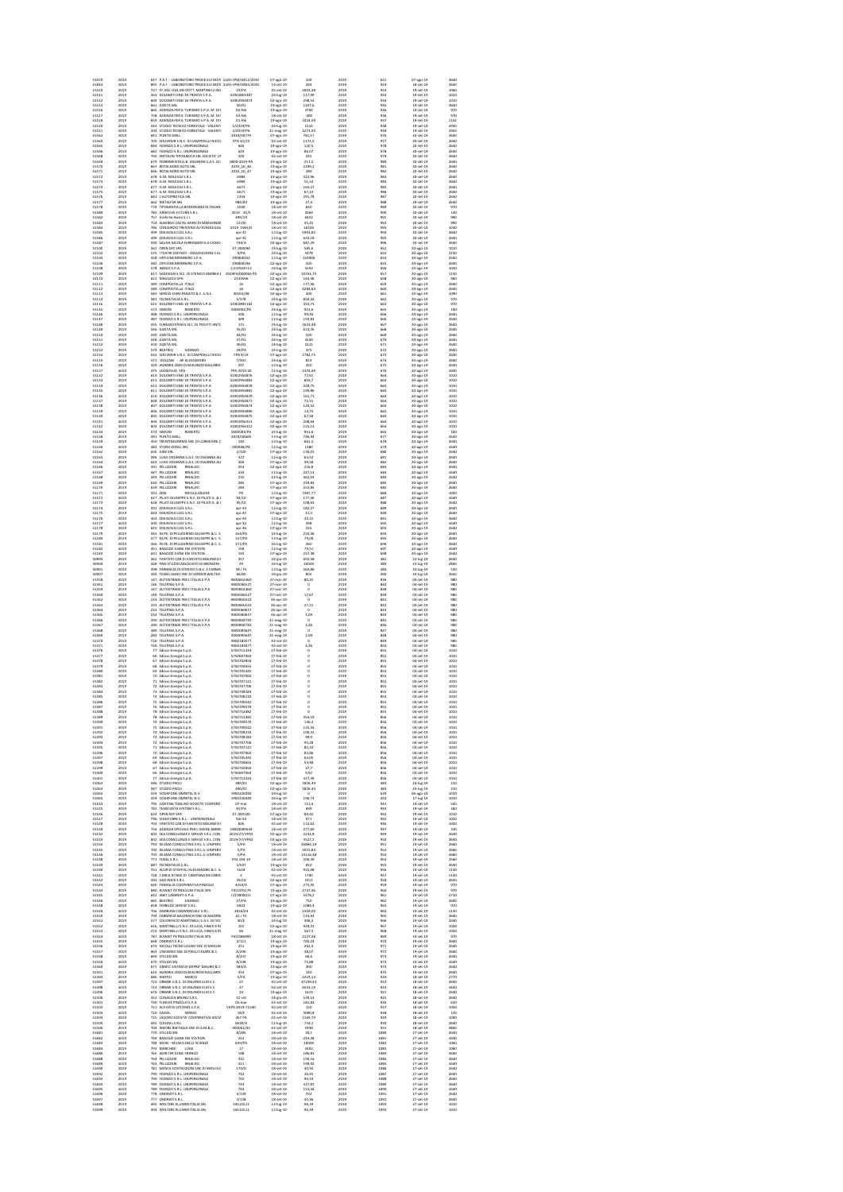| | | | | | | | | | |
|---|---|---|---|---|---|---|---|---|---|
| 51470 | 2019 | 647 P.A.T. - LABORATORIO PROVE SU MATI | S105+PM/0612/2019 | 07-ago-19 | 109 | 2019 | 631 | 07-ago-19 | 2640 |
| 51869 | 2019 | 895 P.A.T. - LABORATORIO PROVE SU MATI | S105+PM/0083/2019 | 14-ott-19 | 283 | 2019 | 924 | 18-ott-19 | 2640 |
| 51510 | 2019 | 727 ST.ASS. GEA DEI DOTT. MARTINELLI NICI | 23/PA | 02-ott-19 | 2031,68 | 2019 | 931 | 19-ott-19 | 1060 |
| 51511 | 2019 | 564 DOLOMITI ENERGIA TRENTO S.P.A. | 019020055387 | 24-ago-19 | 117,99 | 2019 | 934 | 19-ott-19 | 1010 |
| 51512 | 2019 | 609 DOLOMITI ENERGIA TRENTO S.P.A. | 019020056873 | 02-ago-19 | 298,33 | 2019 | 934 | 19-ott-19 | 1010 |
| 51514 | 2019 | 861 GIZETA SRL | 30/21 | 19-ago-19 | 1437,6 | 2019 | 935 | 19-ott-19 | 2640 |
| 51516 | 2019 | 860 AZIENDA PER IL TURISMO S.P.A. M. DI | 02-feb | 19-ago-19 | 3780 | 2019 | 936 | 19-ott-19 | 970 |
| 51517 | 2019 | 758 AZIENDA PER IL TURISMO S.P.A. M. DI | 03-feb | 18-ott-19 | 402 | 2019 | 936 | 19-ott-19 | 970 |
| 51518 | 2019 | 659 AZIENDA PER IL TURISMO S.P.A. M. DI | 01-feb | 19-ago-19 | 1824,59 | 2019 | 937 | 19-ott-19 | 1142 |
| 51520 | 2019 | 503 STUDIO TECNICO FORESTALE - VALENTI | 3/2019/PA | 24-ago-19 | 1510 | 2019 | 938 | 19-ott-19 | 2950 |
| 51521 | 2019 | 294 STUDIO TECNICO FORESTALE - VALENTI | 2/2019/PA | 21-ago-19 | 1275,13 | 2019 | 939 | 19-ott-19 | 2950 |
| 51562 | 2019 | 601 PUNTO GRILL | 2019/00779 | 07-ago-19 | 791,17 | 2019 | 976 | 20-ott-19 | 2640 |
| 51564 | 2019 | 705 SOUVENIR S.N.C. DI CAMPIDELLI NICOL | FPA 33/19 | 02-ott-19 | 1172,5 | 2019 | 977 | 20-ott-19 | 2640 |
| 51565 | 2019 | 604 FEDRIZZI S.R.L. UNIPERSONALE | 626 | 19-ago-19 | 120,3 | 2019 | 978 | 20-ott-19 | 2640 |
| 51566 | 2019 | 682 FEDRIZZI S.R.L. UNIPERSONALE | 623 | 19-ago-19 | 86,07 | 2019 | 978 | 20-ott-19 | 2640 |
| 51568 | 2019 | 700 ANTOLINI TIPOGRAFIA SRL SOCIETA' UT | 320 | 02-ott-19 | 244 | 2019 | 979 | 20-ott-19 | 2640 |
| 51569 | 2019 | 679 FERRAMENTA G.B. OSSANNA S.A.S. DI I | 0004-2019-PA | 19-ago-19 | 211,2 | 2019 | 980 | 20-ott-19 | 2640 |
| 51570 | 2019 | 667 RETAL NORD AUTO SRL | 2019_10_46 | 19-ago-19 | 2199,2 | 2019 | 981 | 20-ott-19 | 2640 |
| 51571 | 2019 | 666 RETAL NORD AUTO SRL | 2019_10_47 | 19-ago-19 | 380 | 2019 | 982 | 20-ott-19 | 2640 |
| 51572 | 2019 | 679 G.M. NOLEGGI S.R.L. | 6984 | 19-ago-19 | 322,96 | 2019 | 983 | 20-ott-19 | 2640 |
| 51573 | 2019 | 678 G.M. NOLEGGI S.R.L. | 6984 | 19-ago-19 | 51,54 | 2019 | 984 | 20-ott-19 | 2640 |
| 51574 | 2019 | 677 G.M. NOLEGGI S.R.L. | 6671 | 19-ago-19 | 144,27 | 2019 | 985 | 20-ott-19 | 2640 |
| 51575 | 2019 | 677 G.M. NOLEGGI S.R.L. | 6671 | 19-ago-19 | 67,23 | 2019 | 986 | 20-ott-19 | 2640 |
| 51576 | 2019 | 681 L'AUTOPRATICA SRL | 1334 | 19-ago-19 | 291,78 | 2019 | 987 | 20-ott-19 | 2640 |
| 51577 | 2019 | 862 METALFER SRL | 984/00 | 19-ago-19 | 27,6 | 2019 | 988 | 20-ott-19 | 2640 |
| 51578 | 2019 | 776 TIPOGRAFIA LA BODONIANA DI DISSAN | 1040 | 18-ott-19 | 650 | 2019 | 989 | 20-ott-19 | 970 |
| 51580 | 2019 | 765 GRAFICHE FUTURA S.R.L. | 2019 45/E | 18-ott-19 | 2064 | 2019 | 990 | 20-ott-19 | 140 |
| 51582 | 2019 | 757 Grafiche Avisio s.r.l. | 499/19 | 18-ott-19 | 6930 | 2019 | 991 | 20-ott-19 | 980 |
| 51583 | 2019 | 754 ALBERGO CASTEL MANI DI MARGONAR | 12/00 | 18-ott-19 | 65,45 | 2019 | 992 | 20-ott-19 | 980 |
| 51584 | 2019 | 786 CONSORZIO TRENTINO AUTONOLEGGIA | 2019 1565/D | 18-ott-19 | 18100 | 2019 | 993 | 20-ott-19 | 1030 |
| 51585 | 2019 | 499 EDILNOVA CLES S.R.L. | apr-51 | 12-ago-19 | 5903,82 | 2019 | 994 | 20-ott-19 | 2640 |
| 51586 | 2019 | 499 EDILNOVA CLES S.R.L. | apr-51 | 12-ago-19 | 633,18 | 2019 | 995 | 20-ott-19 | 2640 |
| 51587 | 2019 | 590 SALIDA NICOLA FERRAMENTA A CIODO | 749/A | 02-ago-19 | 667,29 | 2019 | 996 | 20-ott-19 | 2640 |
| 51100 | 2019 | 562 OPEN SKY SPA | AT 000094 | 24-ago-19 | 585,6 | 2019 | 652 | 20-ago-19 | 1010 |
| 51102 | 2019 | 575 I TEATRI SOFFIATI - ASSOCIAZIONE CUL | 9/PA | 24-ago-19 | 3976 | 2019 | 653 | 20-ago-19 | 3150 |
| 51104 | 2019 | 428 OFFICINE BRENNERO S.P.A. | 199800161 | 12-ago-19 | 123900 | 2019 | 654 | 20-ago-19 | 2560 |
| 51106 | 2019 | 582 OFFICINE BRENNERO S.P.A. | 199800186 | 02-ago-19 | 500 | 2019 | 655 | 20-ago-19 | 2640 |
| 51108 | 2019 | 578 IBIMED S.P.A. | 2,219503E+12 | 24-ago-19 | 5550 | 2019 | 656 | 20-ago-19 | 1000 |
| 51109 | 2019 | 617 SADESIGN S.N.C. DI STENICO ANDREA E | 2019PA/000066 PA | 02-ago-19 | 10251,75 | 2019 | 657 | 20-ago-19 | 1130 |
| 51110 | 2019 | 623 MAGGIOLI SPA | 2133596 | 02-ago-19 | 164,96 | 2019 | 658 | 20-ago-19 | 960 |
| 51111 | 2019 | 589 COMPOSTELLA ITALO | 16 | 02-ago-19 | 177,36 | 2019 | 659 | 20-ago-19 | 2640 |
| 51112 | 2019 | 589 COMPOSTELLA ITALO | 16 | 02-ago-19 | 3284,64 | 2019 | 660 | 20-ago-19 | 2640 |
| 51113 | 2019 | 583 SERVIZI CHIRI RENATO & C. S.N.C. | 3D503/08 | 02-ago-19 | 800 | 2019 | 661 | 20-ago-19 | 1090 |
| 51114 | 2019 | 561 TECNOITALIA S.R.L. | 5/578 | 24-ago-19 | 350,42 | 2019 | 662 | 20-ago-19 | 970 |
| 51116 | 2019 | 615 DOLOMITI ENERGIA TRENTO S.P.A. | 019020912182 | 02-ago-19 | 354,71 | 2019 | 663 | 20-ago-19 | 970 |
| 51145 | 2019 | 573 SIMONI ROBERTO | 0000030/PA | 24-ago-19 | 951,6 | 2019 | 665 | 20-ago-19 | 100 |
| 51146 | 2019 | 488 FEDRIZZI S.R.L. UNIPERSONALE | 500 | 12-ago-19 | 99,94 | 2019 | 666 | 20-ago-19 | 2640 |
| 51147 | 2019 | 487 FEDRIZZI S.R.L. UNIPERSONALE | 499 | 12-ago-19 | 159,83 | 2019 | 666 | 20-ago-19 | 2640 |
| 51148 | 2019 | 555 FUNGLOSYSTEM S.N.C. DI PIOLTTI ANTC | 171 | 24-ago-19 | 1623,48 | 2019 | 667 | 20-ago-19 | 2640 |
| 51149 | 2019 | 546 GIZETA SRL | 35/21 | 24-ago-19 | 614,76 | 2019 | 668 | 20-ago-19 | 2640 |
| 51150 | 2019 | 549 GIZETA SRL | 32/21 | 24-ago-19 | 610 | 2019 | 669 | 20-ago-19 | 2640 |
| 51151 | 2019 | 548 GIZETA SRL | 37/21 | 24-ago-19 | 3230 | 2019 | 670 | 20-ago-19 | 2640 |
| 51152 | 2019 | 550 GIZETA SRL | 40/21 | 24-ago-19 | 1625 | 2019 | 671 | 20-ago-19 | 2640 |
| 51154 | 2019 | 579 BEATRICI GIORGIO | 29/PA | 24-ago-19 | 375 | 2019 | 672 | 20-ago-19 | 2640 |
| 51155 | 2019 | 632 SOUVENIR S.N.C. DI CAMPIDELLI NICOL | FPA 9/19 | 07-ago-19 | 1782,75 | 2019 | 673 | 20-ago-19 | 2640 |
| 51156 | 2019 | 571 DOLZANI - AR ALESSANDRO | 7/001 | 24-ago-19 | 814 | 2019 | 674 | 20-ago-19 | 2640 |
| 51156 | 2019 | 429 ALPARA 2000 DI MAURIZIO BALLARDI | 207 | 12-ago-19 | 350 | 2019 | 675 | 20-ago-19 | 2640 |
| 51157 | 2019 | 475 LEGNOSILO SPA | FPA-2019-20 | 12-ago-19 | 1374,09 | 2019 | 676 | 20-ago-19 | 2640 |
| 51132 | 2019 | 614 DOLOMITI ENERGIA TRENTO S.P.A. | 019020956876 | 02-ago-19 | 77,61 | 2019 | 664 | 20-ago-19 | 1010 |
| 51133 | 2019 | 613 DOLOMITI ENERGIA TRENTO S.P.A. | 019020956882 | 02-ago-19 | 803,7 | 2019 | 664 | 20-ago-19 | 1010 |
| 51134 | 2019 | 612 DOLOMITI ENERGIA TRENTO S.P.A. | 019020956878 | 02-ago-19 | 239,75 | 2019 | 664 | 20-ago-19 | 1010 |
| 51135 | 2019 | 611 DOLOMITI ENERGIA TRENTO S.P.A. | 019020956881 | 02-ago-19 | 199,86 | 2019 | 664 | 20-ago-19 | 1010 |
| 51136 | 2019 | 610 DOLOMITI ENERGIA TRENTO S.P.A. | 019020956879 | 02-ago-19 | 161,71 | 2019 | 664 | 20-ago-19 | 1010 |
| 51137 | 2019 | 608 DOLOMITI ENERGIA TRENTO S.P.A. | 019020956877 | 02-ago-19 | 75,51 | 2019 | 664 | 20-ago-19 | 1010 |
| 51138 | 2019 | 607 DOLOMITI ENERGIA TRENTO S.P.A. | 019020956874 | 02-ago-19 | 120,53 | 2019 | 664 | 20-ago-19 | 1010 |
| 51139 | 2019 | 606 DOLOMITI ENERGIA TRENTO S.P.A. | 019020956880 | 02-ago-19 | 14,73 | 2019 | 664 | 20-ago-19 | 1010 |
| 51140 | 2019 | 605 DOLOMITI ENERGIA TRENTO S.P.A. | 019020956875 | 02-ago-19 | 67,58 | 2019 | 664 | 20-ago-19 | 1010 |
| 51141 | 2019 | 604 DOLOMITI ENERGIA TRENTO S.P.A. | 019020956313 | 02-ago-19 | 208,64 | 2019 | 664 | 20-ago-19 | 1010 |
| 51142 | 2019 | 603 DOLOMITI ENERGIA TRENTO S.P.A. | 019020956312 | 02-ago-19 | 125,13 | 2019 | 664 | 20-ago-19 | 1010 |
| 51144 | 2019 | 574 SIMONI ROBERTO | 0000031/PA | 24-ago-19 | 951,6 | 2019 | 665 | 20-ago-19 | 100 |
| 51158 | 2019 | 491 PUNTO GRILL | 2019/00600 | 12-ago-19 | 746,93 | 2019 | 677 | 20-ago-19 | 2640 |
| 51159 | 2019 | 450 TRENTINOMMA SNC DI LORENZONI E | 140 | 12-ago-19 | 661,2 | 2019 | 678 | 20-ago-19 | 2640 |
| 51160 | 2019 | 483 STORO DIESEL SRL | 000046/PA | 12-ago-19 | 1380 | 2019 | 679 | 20-ago-19 | 2640 |
| 51162 | 2019 | 636 GIBB SRL | 2/320 | 07-ago-19 | 136,91 | 2019 | 680 | 20-ago-19 | 2640 |
| 51164 | 2019 | 496 LUIGI OSSANNA S.A.S. DI OSSANNA ALI | 872 | 12-ago-19 | 64,52 | 2019 | 681 | 20-ago-19 | 2640 |
| 51165 | 2019 | 645 LUIGI OSSANNA S.A.S. DI OSSANNA ALI | 560 | 07-ago-19 | 69,58 | 2019 | 682 | 20-ago-19 | 2640 |
| 51166 | 2019 | 593 PELLIZZARI RINALDO | 250 | 02-ago-19 | 216,8 | 2019 | 683 | 20-ago-19 | 2640 |
| 51167 | 2019 | 567 PELLIZZARI RINALDO | 234 | 12-ago-19 | 247,13 | 2019 | 683 | 20-ago-19 | 2640 |
| 51168 | 2019 | 489 PELLIZZARI RINALDO | 235 | 12-ago-19 | 362,03 | 2019 | 684 | 20-ago-19 | 2640 |
| 51169 | 2019 | 630 PELLIZZARI RINALDO | 285 | 07-ago-19 | 259,83 | 2019 | 685 | 20-ago-19 | 2640 |
| 51170 | 2019 | 629 PELLIZZARI RINALDO | 284 | 07-ago-19 | 554,85 | 2019 | 685 | 20-ago-19 | 2640 |
| 51171 | 2019 | 451 ZENI NICOLA DAVIDE | P9 | 12-ago-19 | 7687,77 | 2019 | 686 | 20-ago-19 | 1050 |
| 51172 | 2019 | 627 PILATI GIUSEPPE S.N.C. DI PILATI G. & I | 94/10 | 07-ago-19 | 177,36 | 2019 | 687 | 20-ago-19 | 2640 |
| 51173 | 2019 | 628 PILATI GIUSEPPE S.N.C. DI PILATI G. & I | 95/10 | 07-ago-19 | 108,65 | 2019 | 688 | 20-ago-19 | 2640 |
| 51174 | 2019 | 501 EDILNOVA CLES S.R.L. | apr-33 | 12-ago-19 | 182,27 | 2019 | 689 | 20-ago-19 | 2640 |
| 51175 | 2019 | 644 EDILNOVA CLES S.R.L. | apr-45 | 07-ago-19 | 11,5 | 2019 | 690 | 20-ago-19 | 2640 |
| 51176 | 2019 | 502 EDILNOVA CLES S.R.L. | apr-34 | 12-ago-19 | 33,15 | 2019 | 691 | 20-ago-19 | 2640 |
| 51177 | 2019 | 500 EDILNOVA CLES S.R.L. | apr-32 | 12-ago-19 | 398 | 2019 | 692 | 20-ago-19 | 2640 |
| 51178 | 2019 | 645 EDILNOVA CLES S.R.L. | apr-45 | 07-ago-19 | 225 | 2019 | 693 | 20-ago-19 | 2640 |
| 51179 | 2019 | 565 NUPE. DI PELLEGRINO GIUSEPPE & C. S | 164/PA | 24-ago-19 | 236,36 | 2019 | 694 | 20-ago-19 | 2640 |
| 51180 | 2019 | 377 NUPE. DI PELLEGRINO GIUSEPPE & C. S | 157/PA | 12-ago-19 | 79,09 | 2019 | 695 | 20-ago-19 | 2640 |
| 51181 | 2019 | 566 NUPE. DI PELLEGRINO GIUSEPPE & C. S | 171/PA | 24-ago-19 | 360 | 2019 | 696 | 20-ago-19 | 2640 |
| 51182 | 2019 | 451 BAGOZZI GIANI ENI STATION | 158 | 12-ago-19 | 79,51 | 2019 | 697 | 20-ago-19 | 2640 |
| 51183 | 2019 | 631 BAGOZZI GIANI ENI STATION | 193 | 07-ago-19 | 257,38 | 2019 | 698 | 20-ago-19 | 2640 |
| 50894 | 2019 | 362 FANTATO CAR DI FANTATO MAURIZIO I | 357 | 24-giu-19 | 692,58 | 2019 | 481 | 23-lug-19 | 2640 |
| 50900 | 2019 | 368 PAN STUDIO ASSOCIATO DI BRONZINI | 29 | 24-giu-19 | 20000 | 2019 | 483 | 23-lug-19 | 2800 |
| 50901 | 2019 | 498 FARMACIA DI STENICO S.N.C. E FARMA | 50 / FE | 12-ago-19 | 564,86 | 2019 | 484 | 24-lug-19 | 550 |
| 50907 | 2019 | 349 TEAM LEGNO SNC DI VENDER WALTER | 66/00 | 20-giu-19 | 805 | 2019 | 490 | 24-lug-19 | 2640 |
| 51358 | 2019 | 147 AUTOSTRADE PER L'ITALIA S.P.A. | 9000042860 | 27-mar-19 | 90,25 | 2019 | 836 | 04-ott-19 | 980 |
| 51361 | 2019 | 146 TELEPASS S.P.A. | 9000036627 | 27-mar-19 | 0 | 2019 | 837 | 04-ott-19 | 980 |
| 51358 | 2019 | 147 AUTOSTRADE PER L'ITALIA S.P.A. | 9000042862 | 27-mar-19 | 0 | 2019 | 838 | 04-ott-19 | 980 |
| 51360 | 2019 | 146 TELEPASS S.P.A. | 9000036627 | 27-mar-19 | 17,67 | 2019 | 839 | 04-ott-19 | 980 |
| 51362 | 2019 | 233 AUTOSTRADE PER L'ITALIA S.P.A. | 9000065610 | 26-apr-19 | 0 | 2019 | 841 | 04-ott-19 | 980 |
| 51363 | 2019 | 233 AUTOSTRADE PER L'ITALIA S.P.A. | 9000065610 | 26-apr-19 | 27,21 | 2019 | 842 | 04-ott-19 | 980 |
| 51364 | 2019 | 232 TELEPASS S.P.A. | 9000069657 | 26-apr-19 | 0 | 2019 | 843 | 04-ott-19 | 980 |
| 51365 | 2019 | 232 TELEPASS S.P.A. | 9000069657 | 26-apr-19 | 1,09 | 2019 | 844 | 04-ott-19 | 980 |
| 51366 | 2019 | 290 AUTOSTRADE PER L'ITALIA S.P.A. | 9000090740 | 21-mag-19 | 0 | 2019 | 845 | 04-ott-19 | 980 |
| 51367 | 2019 | 290 AUTOSTRADE PER L'ITALIA S.P.A. | 9000090740 | 21-mag-19 | 3,36 | 2019 | 846 | 04-ott-19 | 980 |
| 51368 | 2019 | 289 TELEPASS S.P.A. | 9000093697 | 21-mag-19 | 0 | 2019 | 847 | 04-ott-19 | 980 |
| 51369 | 2019 | 289 TELEPASS S.P.A. | 9000093697 | 21-mag-19 | 1,09 | 2019 | 848 | 04-ott-19 | 980 |
| 51370 | 2019 | 726 TELEPASS S.P.A. | 9000183077 | 02-ott-19 | 0 | 2019 | 849 | 04-ott-19 | 980 |
| 51371 | 2019 | 726 TELEPASS S.P.A. | 9000183077 | 02-ott-19 | 3,36 | 2019 | 850 | 04-ott-19 | 980 |
| 51376 | 2019 | 77 Edison Energia S.p.A. | 5750712324 | 27-feb-19 | 0 | 2019 | 855 | 04-ott-19 | 1010 |
| 51377 | 2019 | 66 Edison Energia S.p.A. | 5750697364 | 27-feb-19 | 0 | 2019 | 855 | 04-ott-19 | 1010 |
| 51378 | 2019 | 67 Edison Energia S.p.A. | 5750702850 | 27-feb-19 | 0 | 2019 | 855 | 04-ott-19 | 1010 |
| 51379 | 2019 | 68 Edison Energia S.p.A. | 5750704655 | 27-feb-19 | 0 | 2019 | 855 | 04-ott-19 | 1010 |
| 51380 | 2019 | 69 Edison Energia S.p.A. | 5750705345 | 27-feb-19 | 0 | 2019 | 855 | 04-ott-19 | 1010 |
| 51381 | 2019 | 70 Edison Energia S.p.A. | 5750707002 | 27-feb-19 | 0 | 2019 | 855 | 04-ott-19 | 1010 |
| 51382 | 2019 | 71 Edison Energia S.p.A. | 5750707121 | 27-feb-19 | 0 | 2019 | 855 | 04-ott-19 | 1010 |
| 51383 | 2019 | 72 Edison Energia S.p.A. | 5750707706 | 27-feb-19 | 0 | 2019 | 855 | 04-ott-19 | 1010 |
| 51384 | 2019 | 73 Edison Energia S.p.A. | 5750708183 | 27-feb-19 | 0 | 2019 | 855 | 04-ott-19 | 1010 |
| 51385 | 2019 | 74 Edison Energia S.p.A. | 5750708210 | 27-feb-19 | 0 | 2019 | 855 | 04-ott-19 | 1010 |
| 51386 | 2019 | 75 Edison Energia S.p.A. | 5750709542 | 27-feb-19 | 0 | 2019 | 855 | 04-ott-19 | 1010 |
| 51387 | 2019 | 76 Edison Energia S.p.A. | 5750709570 | 27-feb-19 | 0 | 2019 | 855 | 04-ott-19 | 1010 |
| 51388 | 2019 | 77 Edison Energia S.p.A. | 5750712482 | 27-feb-19 | 0 | 2019 | 855 | 04-ott-19 | 1010 |
| 51389 | 2019 | 78 Edison Energia S.p.A. | 5750712482 | 27-feb-19 | 354,19 | 2019 | 856 | 04-ott-19 | 1010 |
| 51390 | 2019 | 76 Edison Energia S.p.A. | 5750709570 | 27-feb-19 | 136,3 | 2019 | 856 | 04-ott-19 | 1010 |
| 51391 | 2019 | 75 Edison Energia S.p.A. | 5750709542 | 27-feb-19 | 135,34 | 2019 | 856 | 04-ott-19 | 1010 |
| 51392 | 2019 | 74 Edison Energia S.p.A. | 5750708210 | 27-feb-19 | 100,31 | 2019 | 856 | 04-ott-19 | 1010 |
| 51393 | 2019 | 73 Edison Energia S.p.A. | 5750708183 | 27-feb-19 | 99,9 | 2019 | 856 | 04-ott-19 | 1010 |
| 51394 | 2019 | 72 Edison Energia S.p.A. | 5750707706 | 27-feb-19 | 93,28 | 2019 | 856 | 04-ott-19 | 1010 |
| 51395 | 2019 | 71 Edison Energia S.p.A. | 5750707121 | 27-feb-19 | 85,32 | 2019 | 856 | 04-ott-19 | 1010 |
| 51396 | 2019 | 70 Edison Energia S.p.A. | 5750707002 | 27-feb-19 | 83,86 | 2019 | 856 | 04-ott-19 | 1010 |
| 51397 | 2019 | 69 Edison Energia S.p.A. | 5750705345 | 27-feb-19 | 63,05 | 2019 | 856 | 04-ott-19 | 1010 |
| 51398 | 2019 | 68 Edison Energia S.p.A. | 5750704655 | 27-feb-19 | 55,08 | 2019 | 856 | 04-ott-19 | 1010 |
| 51399 | 2019 | 67 Edison Energia S.p.A. | 5750702850 | 27-feb-19 | 37,7 | 2019 | 856 | 04-ott-19 | 1010 |
| 51400 | 2019 | 66 Edison Energia S.p.A. | 5750697364 | 27-feb-19 | 9,92 | 2019 | 856 | 04-ott-19 | 1010 |
| 51401 | 2019 | 77 Edison Energia S.p.A. | 5750712324 | 27-feb-19 | 327,39 | 2019 | 856 | 04-ott-19 | 1010 |
| 51062 | 2019 | 586 STUDIO PAOLI | 489/01 | 02-ago-19 | 1826,33 | 2019 | 483 | 24-lug-19 | 210 |
| 51063 | 2019 | 587 STUDIO PAOLI | 490/01 | 02-ago-19 | 1826,33 | 2019 | 483 | 24-lug-19 | 210 |
| 51064 | 2019 | 559 VODAFONE OMNITEL N.V. | 1904226040 | 24-ago-19 | 0 | 2019 | 629 | 06-ago-19 | 1010 |
| 51065 | 2019 | 559 VODAFONE OMNITEL N.V. | 1904226040 | 24-ago-19 | 196,73 | 2019 | 633 | 17-ago-19 | 1010 |
| 51523 | 2019 | 795 CANTINA TOBLINO SOCIETA' COOPERA | 07-mar | 18-ott-19 | 111,3 | 2019 | 941 | 19-ott-19 | 550 |
| 51525 | 2019 | 782 TEAM DATA SYSTEMS S.R.L. | 30/PA | 18-ott-19 | 699 | 2019 | 943 | 19-ott-19 | 260 |
| 51526 | 2019 | 614 OPEN SKY SPA | AT 000100 | 07-ago-19 | 89,62 | 2019 | 944 | 19-ott-19 | 1010 |
| 51527 | 2019 | 796 VIDEO BRIX S.R.L. - UNIPERSONALE | 1bis-54 | 18-ott-19 | 971 | 2019 | 945 | 19-ott-19 | 1050 |
| 51528 | 2019 | 703 FANTATO CAR DI FANTATO MAURIZIO I | 605 | 02-ott-19 | 114,62 | 2019 | 946 | 19-ott-19 | 1050 |
| 51530 | 2019 | 756 AZIENDA SPECIALE PER L'IGIENE AMBIE | 1940300634 | 18-ott-19 | 277,68 | 2019 | 947 | 19-ott-19 | 340 |
| 51532 | 2019 | 803 SEA CONSULENZE E SERVIZI S.R.L. CON | 2019/27/VPA4 | 02-ago-19 | 2232,8 | 2019 | 949 | 19-ott-19 | 2640 |
| 51533 | 2019 | 602 SEA CONSULENZE E SERVIZI S.R.L. CON | 2019/27/VPA4 | 02-ago-19 | 4527,2 | 2019 | 950 | 19-ott-19 | 2640 |
| 51534 | 2019 | 792 XILEMA CONSULTING S.R.L.S. UNIPERS | 5/PA | 18-ott-19 | 26866,19 | 2019 | 951 | 19-ott-19 | 2660 |
| 51535 | 2019 | 792 XILEMA CONSULTING S.R.L.S. UNIPERS | 5/PA | 18-ott-19 | 3015,83 | 2019 | 952 | 19-ott-19 | 2660 |
| 51536 | 2019 | 792 XILEMA CONSULTING S.R.L.S. UNIPERS | 5/PA | 18-ott-19 | 13116,38 | 2019 | 953 | 19-ott-19 | 2660 |
| 51538 | 2019 | 771 FOXIS S.R.L. | FPA 1W-19 | 18-ott-19 | 290,39 | 2019 | 954 | 19-ott-19 | 2560 |
| 51539 | 2019 | 687 TECNOITALIA S.R.L. | 5/647 | 19-ago-19 | 810 | 2019 | 955 | 19-ott-19 | 2640 |
| 51540 | 2019 | 701 ALVARDI STAFFOLI ALESSANDRO & C. S | 1618 | 02-ott-19 | 915,08 | 2019 | 956 | 19-ott-19 | 1130 |
| 51541 | 2019 | 728 L'ARCA DI NOE DI CAMPANA RICCARDC | 2 | 02-ott-19 | 1700 | 2019 | 957 | 19-ott-19 | 1130 |
| 51542 | 2019 | 592 GEO ROCK S.R.L. | 59/19 | 02-ago-19 | 1911 | 2019 | 958 | 19-ott-19 | 2660 |
| 51543 | 2019 | 640 FAMIGLIA COOPERATIVA PINZOLO | 4264/5 | 07-ago-19 | 275,35 | 2019 | 959 | 19-ott-19 | 970 |
| 51544 | 2019 | 680 KUWAIT PETROLEUM ITALIA SPA | P101592179 | 19-ago-19 | 2747,45 | 2019 | 960 | 19-ott-19 | 970 |
| 51545 | 2019 | 663 ABET LAMINATI S.P.A. | V1/1900011 | 19-ago-19 | 5476,3 | 2019 | 961 | 19-ott-19 | 2720 |
| 51546 | 2019 | 685 BEATRICI GIORGIO | 37/PA | 19-ago-19 | 750 | 2019 | 962 | 19-ott-19 | 2660 |
| 51548 | 2019 | 658 FEDRIZZI SERVIZI S.R.L. | 6823 | 19-ago-19 | 1080,4 | 2019 | 963 | 19-ott-19 | 970 |
| 51549 | 2019 | 706 ZAMBIASI COMMERCIALE S.R.L. | 2816/04 | 02-ott-19 | 2159,09 | 2019 | 964 | 19-ott-19 | 1130 |
| 51550 | 2019 | 794 FARMACIA BALDRACHI SNC DI BALDRA | 61 / FE | 18-ott-19 | 133,64 | 2019 | 965 | 19-ott-19 | 2640 |
| 51551 | 2019 | 577 COLORIFICIO MARTINELLI S.A.S. DI VIO | 80/E | 24-ago-19 | 306,3 | 2019 | 966 | 19-ott-19 | 2640 |
| 51552 | 2019 | 616 MARTINELLI S.N.C. DI LUCA, FABIO E RI | 101 | 02-ago-19 | 929,31 | 2019 | 967 | 19-ott-19 | 1050 |
| 51553 | 2019 | 274 MARTINELLI S.N.C. DI LUCA, FABIO E RI | 66 | 21-mag-19 | 567,3 | 2019 | 968 | 19-ott-19 | 1050 |
| 51554 | 2019 | 787 KUWAIT PETROLEUM ITALIA SPA | P101586885 | 18-ott-19 | 2127,48 | 2019 | 969 | 19-ott-19 | 970 |
| 51555 | 2019 | 668 ONORATI S.R.L. | 3/111 | 19-ago-19 | 705,26 | 2019 | 970 | 19-ott-19 | 2640 |
| 51556 | 2019 | 675 NICOLLI TECNO LEGNO SNC DI MASSIM | 251 | 19-ago-19 | 242,4 | 2019 | 971 | 19-ott-19 | 2640 |
| 51557 | 2019 | 664 UNIVERSO SNC DI PAOLI CESARE & C. | A/290 | 19-ago-19 | 38,07 | 2019 | 972 | 19-ott-19 | 2640 |
| 51558 | 2019 | 669 STILLDO SRL | 8/237 | 19-ago-19 | 66,6 | 2019 | 973 | 19-ott-19 | 2640 |
| 51559 | 2019 | 670 STILLDO SRL | 8/238 | 19-ago-19 | 75,98 | 2019 | 973 | 19-ott-19 | 2640 |
| 51560 | 2019 | 671 GRAPIC SISTEM DI DAPRA' MAURO & C | 58/UO | 19-ago-19 | 300 | 2019 | 974 | 19-ott-19 | 2640 |
| 51561 | 2019 | 624 ALPARA 2000 DI MAURIZIO BALLARDI | 354 | 07-ago-19 | 140 | 2019 | 975 | 19-ott-19 | 2640 |
| 51493 | 2019 | 686 MAFFEI MARCO | 5/PA | 19-ago-19 | 4219,13 | 2019 | 920 | 18-ott-19 | 2770 |
| 51497 | 2019 | 723 ORMAR S.N.C. DI ORLANDI ELIO E C | 27 | 02-ott-19 | 37199,43 | 2019 | 922 | 18-ott-19 | 2660 |
| 51498 | 2019 | 723 ORMAR S.N.C. DI ORLANDI ELIO E C | 27 | 02-ott-19 | 4653,19 | 2019 | 923 | 18-ott-19 | 2660 |
| 51496 | 2019 | 676 ORMAR S.N.C. DI ORLANDI ELIO E C | 24 | 19-ago-19 | 1619 | 2019 | 921 | 18-ott-19 | 2660 |
| 51500 | 2019 | 352 CUNACCIA BRUNO S.R.L. | 33-ott | 24-giu-19 | 539,14 | 2019 | 925 | 18-ott-19 | 2640 |
| 51501 | 2019 | 730 FUNIVIE PINZOLO S.P.A. | 02-mar | 02-ott-19 | 181,82 | 2019 | 926 | 18-ott-19 | 620 |
| 51502 | 2019 | 721 ACS DATA SYSTEMS S.P.A. | VEPA-2019-71540 | 02-ott-19 | 150 | 2019 | 927 | 18-ott-19 | 1050 |
| 51503 | 2019 | 720 CASOLI SERGIO | 26/E | 02-ott-19 | 3090,8 | 2019 | 928 | 18-ott-19 | 120 |
| 51504 | 2019 | 725 LAVORO SOCIETA' COOPERATIVA SOCIA | 307 PA | 02-ott-19 | 1169,79 | 2019 | 929 | 18-ott-19 | 1090 |
| 51505 | 2019 | 465 COSSALI S.R.L. | 06/42/A | 12-ago-19 | 714,1 | 2019 | 930 | 18-ott-19 | 2640 |
| 51506 | 2019 | 704 ANDERLE RAFFAELE SNC DI A.M.& C. | 000061/33 | 02-ott-19 | 5949 | 2019 | 931 | 18-ott-19 | 3800 |
| 51601 | 2019 | 779 STILLDO SRL | 8/285 | 18-ott-19 | 30,1 | 2019 | 1000 | 27-ott-19 | 2640 |
| 51602 | 2019 | 769 BAGOZZI GIANI ENI STATION | 253 | 18-ott-19 | 244,44 | 2019 | 1001 | 27-ott-19 | 2640 |
| 51603 | 2019 | 788 MUSE - MUSEO DELLE SCIENZE | 649/PA | 18-ott-19 | 10000 | 2019 | 1002 | 27-ott-19 | 1060 |
| 51604 | 2019 | 793 MARCHESI LUIGI | 17 | 18-ott-19 | 3502 | 2019 | 1003 | 27-ott-19 | 1060 |
| 51605 | 2019 | 765 AGRIFER DI BIA FRANCO | 148 | 18-ott-19 | 186,81 | 2019 | 1004 | 27-ott-19 | 2640 |
| 51606 | 2019 | 764 PELLIZZARI RINALDO | 312 | 18-ott-19 | 190,16 | 2019 | 1005 | 27-ott-19 | 2640 |
| 51607 | 2019 | 763 PELLIZZARI RINALDO | 311 | 18-ott-19 | 199,92 | 2019 | 1005 | 27-ott-19 | 2640 |
| 51608 | 2019 | 781 MOSCA COSTRUZIONI SNC DI MOSCA C | 17/U0 | 18-ott-19 | 60,92 | 2019 | 1006 | 27-ott-19 | 2640 |
| 51609 | 2019 | 760 FEDRIZZI S.R.L. UNIPERSONALE | 742 | 18-ott-19 | 36,91 | 2019 | 1007 | 27-ott-19 | 2640 |
| 51610 | 2019 | 761 FEDRIZZI S.R.L. UNIPERSONALE | 743 | 18-ott-19 | 90,33 | 2019 | 1008 | 27-ott-19 | 2640 |
| 51694 | 2019 | 789 FEDRIZZI S.R.L. UNIPERSONALE | 744 | 18-ott-19 | 327,81 | 2019 | 1089 | 27-ott-19 | 2640 |
| 51695 | 2019 | 789 FEDRIZZI S.R.L. UNIPERSONALE | 744 | 18-ott-19 | 154,44 | 2019 | 1090 | 27-ott-19 | 2640 |
| 51696 | 2019 | 778 ONORATI S.R.L. | 3/139 | 18-ott-19 | 702 | 2019 | 1091 | 27-ott-19 | 2640 |
| 51697 | 2019 | 777 ONORATI S.R.L. | 3/138 | 18-ott-19 | 45,36 | 2019 | 1091 | 27-ott-19 | 2640 |
| 51698 | 2019 | 493 WOLTERS KLUWER ITALIA SRL | 54515511 | 12-ago-19 | 96,39 | 2019 | 1092 | 27-ott-19 | 1010 |
| 51699 | 2019 | 494 WOLTERS KLUWER ITALIA SRL | 54515512 | 12-ago-19 | 96,39 | 2019 | 1094 | 27-ott-19 | 1010 |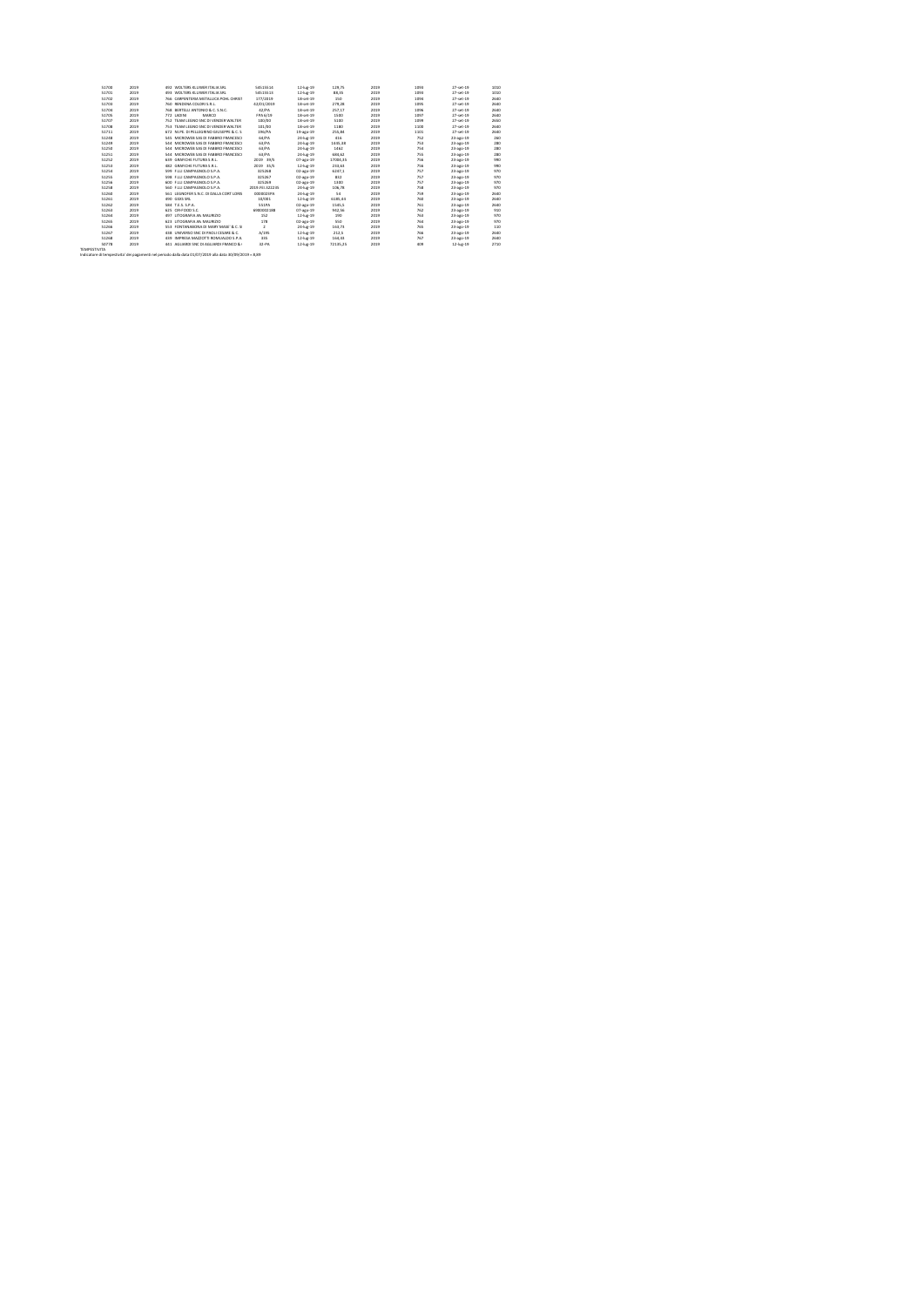| | | | | | | | | | | |
|---|---|---|---|---|---|---|---|---|---|---|
| 51700 | 2019 | 492 | WOLTERS KLUWER ITALIA SRL | 545155 14 | 12-lug-19 | 129,75 | 2019 | 1094 | 27-set-19 | 1010 |
| 51701 | 2019 | 493 | WOLTERS KLUWER ITALIA SRL | 545155 13 | 12-lug-19 | 88,35 | 2019 | 1094 | 27-set-19 | 1010 |
| 51702 | 2019 | 766 | CARPENTERIA METALLICA POHL CHRIST | 177/2019 | 19-set-19 | 150 | 2019 | 1094 | 27-set-19 | 2640 |
| 51703 | 2019 | 760 | RENDENA COLORI S.R.L. | 4235/2019 | 18-set-19 | 279,28 | 2019 | 1095 | 27-set-19 | 2640 |
| 51704 | 2019 | 768 | BERTELLI ANTONIO & C. S.N.C. | 42/PA | 18-set-19 | 257,17 | 2019 | 1096 | 27-set-19 | 2640 |
| 51705 | 2019 | 772 | LADINI MARCO | FPA 6/19 | 18-set-19 | 1500 | 2019 | 1097 | 27-set-19 | 2640 |
| 51707 | 2019 | 752 | TEAM LEGNO SNC DI VENDER WALTER | 100/00 | 18-set-19 | 5100 | 2019 | 1099 | 27-set-19 | 2640 |
| 51708 | 2019 | 753 | TEAM LEGNO SNC DI VENDER WALTER | 101/00 | 18-set-19 | 1180 | 2019 | 1100 | 27-set-19 | 2640 |
| 51711 | 2019 | 673 | SN.PE. DI PELLEGRINO GIUSEPPE & C. S | 396/PA | 19-ago-19 | 253,84 | 2019 | 1101 | 27-set-19 | 2640 |
| 51248 | 2019 | 545 | MICROWEB SAS DI FABBRO FRANCESCI | 64/PA | 24-lug-19 | 416 | 2019 | 752 | 20-ago-19 | 260 |
| 51249 | 2019 | 544 | MICROWEB SAS DI FABBRO FRANCESCI | 64/PA | 24-lug-19 | 1435,38 | 2019 | 753 | 20-ago-19 | 280 |
| 51250 | 2019 | 544 | MICROWEB SAS DI FABBRO FRANCESCI | 63/PA | 24-lug-19 | 1462 | 2019 | 754 | 20-ago-19 | 280 |
| 51251 | 2019 | 544 | MICROWEB SAS DI FABBRO FRANCESCI | 64/PA | 24-lug-19 | 683,62 | 2019 | 755 | 20-ago-19 | 280 |
| 51252 | 2019 | 639 | GRAFICHE FUTURA S.R.L. | 2019 39/S | 07-ago-19 | 17084,35 | 2019 | 756 | 20-ago-19 | 990 |
| 51254 | 2019 | 482 | GRAFICHE FUTURA S.R.L. | 2019 33/S | 12-lug-19 | 233,63 | 2019 | 756 | 20-ago-19 | 990 |
| 51254 | 2019 | 599 | F.LLI CAMPAGNOLO S.P.A. | 325268 | 02-ago-19 | 6247,1 | 2019 | 757 | 20-ago-19 | 970 |
| 51255 | 2019 | 598 | F.LLI CAMPAGNOLO S.P.A. | 325267 | 02-ago-19 | 832 | 2019 | 757 | 20-ago-19 | 970 |
| 51256 | 2019 | 600 | F.LLI CAMPAGNOLO S.P.A. | 325269 | 02-ago-19 | 1300 | 2019 | 757 | 20-ago-19 | 970 |
| 51258 | 2019 | 560 | F.LLI CAMPAGNOLO S.P.A. | 2019 FEI 322235 | 24-lug-19 | 106,78 | 2019 | 758 | 20-ago-19 | 970 |
| 51260 | 2019 | 561 | LEGNOFER S.N.C. DI DALLA CORT LORIS | 00000 23PA | 24-lug-19 | 54 | 2019 | 759 | 20-ago-19 | 2640 |
| 51261 | 2019 | 490 | SASS SRL | 10/001 | 12-lug-19 | 6185,03 | 2019 | 760 | 20-ago-19 | 2640 |
| 51262 | 2019 | 584 | T.E.S. S.P.A. | 551PA | 02-ago-19 | 1545,5 | 2019 | 761 | 20-ago-19 | 2640 |
| 51263 | 2019 | 625 | CIR-FOOD S.C. | W800002188 | 07-ago-19 | 942,56 | 2019 | 762 | 20-ago-19 | 910 |
| 51264 | 2019 | 497 | LITOGRAFIA AN. MAURIZIO | 152 | 12-lug-19 | 190 | 2019 | 763 | 20-ago-19 | 970 |
| 51265 | 2019 | 623 | LITOGRAFIA AN. MAURIZIO | 178 | 02-ago-19 | 550 | 2019 | 764 | 20-ago-19 | 970 |
| 51266 | 2019 | 553 | FONTANABONA DI MARY MASE' & C. S | 2 | 24-lug-19 | 163,73 | 2019 | 765 | 20-ago-19 | 110 |
| 51267 | 2019 | 458 | UNIVERSO SNC DI PAOLI CESARE & C. | 3/195 | 12-lug-19 | 212,5 | 2019 | 766 | 20-ago-19 | 2640 |
| 51268 | 2019 | 439 | IMPRESA MAZZOTTI ROMUALDO S.P.A. | 335 | 12-lug-19 | 144,43 | 2019 | 767 | 20-ago-19 | 2640 |
| 50778 | 2019 | 461 | AGLIARDI SNC DI AGLIARDI FRANCO & I | 02-PA | 12-lug-19 | 72135,25 | 2019 | 609 | 12-lug-19 | 2710 |

TEMPESTIVITA'

Indicatore di tempestivita' dei pagamenti nel periodo dalla data 01/07/2019 alla data 30/09/2019 = 8,89